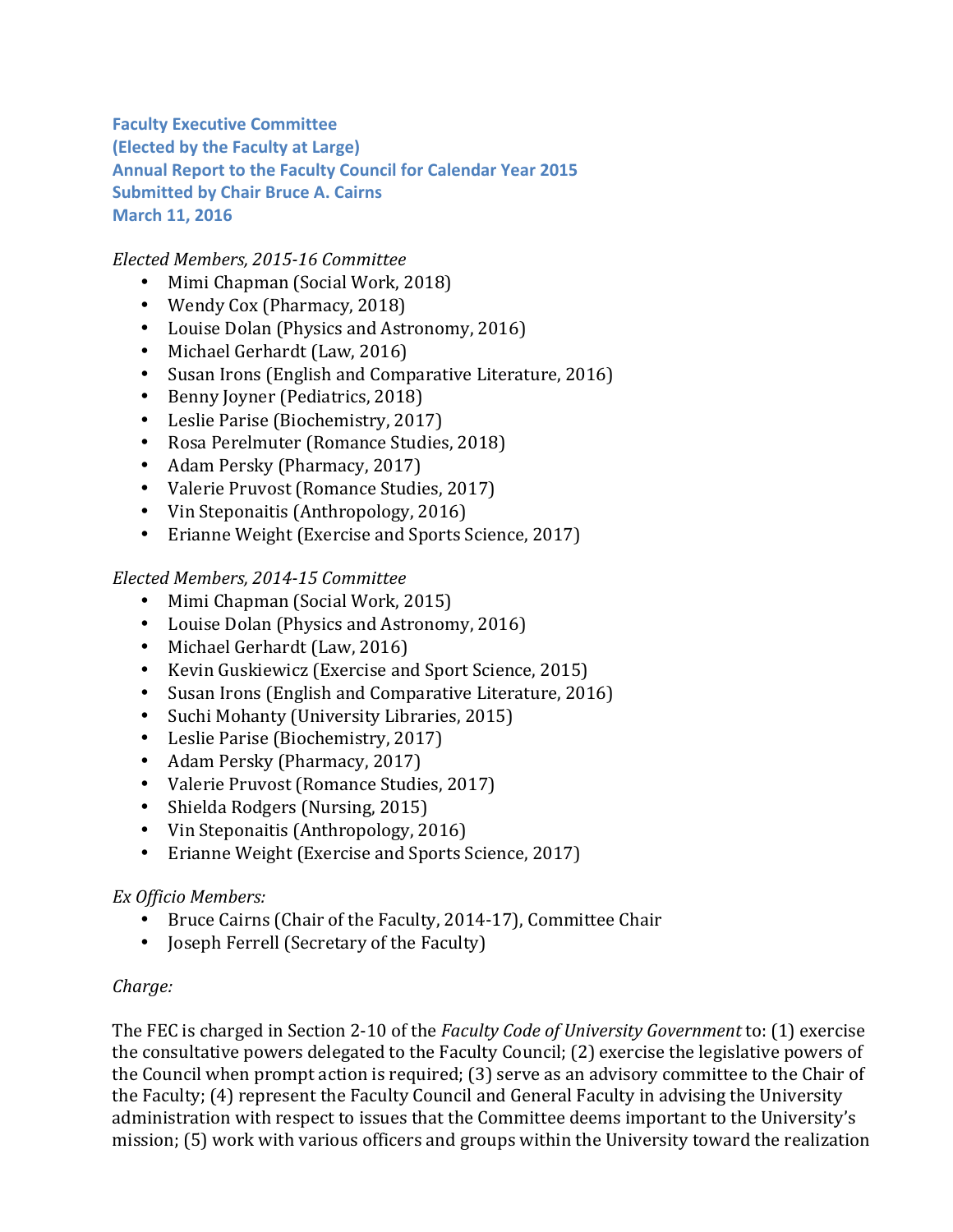**Faculty Executive Committee**
**(Elected by the Faculty at Large)**
**Annual Report to the Faculty Council for Calendar Year 2015**
**Submitted by Chair Bruce A. Cairns**
**March 11, 2016**

*Elected Members, 2015-16 Committee*

- Mimi Chapman (Social Work, 2018)
- Wendy Cox (Pharmacy, 2018)
- Louise Dolan (Physics and Astronomy, 2016)
- Michael Gerhardt (Law, 2016)
- Susan Irons (English and Comparative Literature, 2016)
- Benny Joyner (Pediatrics, 2018)
- Leslie Parise (Biochemistry, 2017)
- Rosa Perelmuter (Romance Studies, 2018)
- Adam Persky (Pharmacy, 2017)
- Valerie Pruvost (Romance Studies, 2017)
- Vin Steponaitis (Anthropology, 2016)
- Erianne Weight (Exercise and Sports Science, 2017)

*Elected Members, 2014-15 Committee*

- Mimi Chapman (Social Work, 2015)
- Louise Dolan (Physics and Astronomy, 2016)
- Michael Gerhardt (Law, 2016)
- Kevin Guskiewicz (Exercise and Sport Science, 2015)
- Susan Irons (English and Comparative Literature, 2016)
- Suchi Mohanty (University Libraries, 2015)
- Leslie Parise (Biochemistry, 2017)
- Adam Persky (Pharmacy, 2017)
- Valerie Pruvost (Romance Studies, 2017)
- Shielda Rodgers (Nursing, 2015)
- Vin Steponaitis (Anthropology, 2016)
- Erianne Weight (Exercise and Sports Science, 2017)

*Ex Officio Members:*

- Bruce Cairns (Chair of the Faculty, 2014-17), Committee Chair
- Joseph Ferrell (Secretary of the Faculty)

*Charge:*

The FEC is charged in Section 2-10 of the *Faculty Code of University Government* to: (1) exercise the consultative powers delegated to the Faculty Council; (2) exercise the legislative powers of the Council when prompt action is required; (3) serve as an advisory committee to the Chair of the Faculty; (4) represent the Faculty Council and General Faculty in advising the University administration with respect to issues that the Committee deems important to the University's mission; (5) work with various officers and groups within the University toward the realization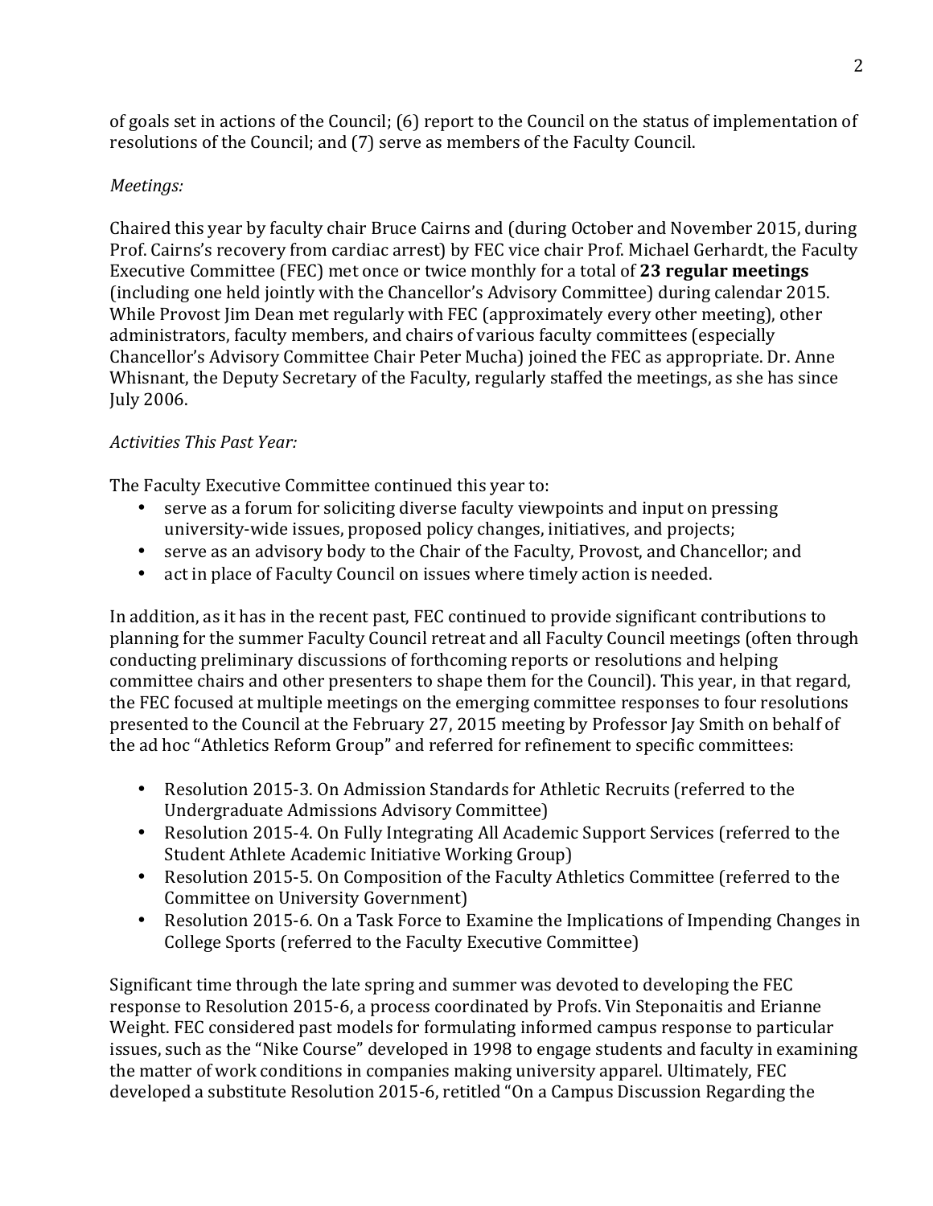of goals set in actions of the Council; (6) report to the Council on the status of implementation of resolutions of the Council; and (7) serve as members of the Faculty Council.

*Meetings:*

Chaired this year by faculty chair Bruce Cairns and (during October and November 2015, during Prof. Cairns's recovery from cardiac arrest) by FEC vice chair Prof. Michael Gerhardt, the Faculty Executive Committee (FEC) met once or twice monthly for a total of **23 regular meetings** (including one held jointly with the Chancellor's Advisory Committee) during calendar 2015. While Provost Jim Dean met regularly with FEC (approximately every other meeting), other administrators, faculty members, and chairs of various faculty committees (especially Chancellor's Advisory Committee Chair Peter Mucha) joined the FEC as appropriate. Dr. Anne Whisnant, the Deputy Secretary of the Faculty, regularly staffed the meetings, as she has since July 2006.

*Activities This Past Year:*

The Faculty Executive Committee continued this year to:

- serve as a forum for soliciting diverse faculty viewpoints and input on pressing university-wide issues, proposed policy changes, initiatives, and projects;
- serve as an advisory body to the Chair of the Faculty, Provost, and Chancellor; and
- act in place of Faculty Council on issues where timely action is needed.

In addition, as it has in the recent past, FEC continued to provide significant contributions to planning for the summer Faculty Council retreat and all Faculty Council meetings (often through conducting preliminary discussions of forthcoming reports or resolutions and helping committee chairs and other presenters to shape them for the Council). This year, in that regard, the FEC focused at multiple meetings on the emerging committee responses to four resolutions presented to the Council at the February 27, 2015 meeting by Professor Jay Smith on behalf of the ad hoc "Athletics Reform Group" and referred for refinement to specific committees:

- Resolution 2015-3. On Admission Standards for Athletic Recruits (referred to the Undergraduate Admissions Advisory Committee)
- Resolution 2015-4. On Fully Integrating All Academic Support Services (referred to the Student Athlete Academic Initiative Working Group)
- Resolution 2015-5. On Composition of the Faculty Athletics Committee (referred to the Committee on University Government)
- Resolution 2015-6. On a Task Force to Examine the Implications of Impending Changes in College Sports (referred to the Faculty Executive Committee)

Significant time through the late spring and summer was devoted to developing the FEC response to Resolution 2015-6, a process coordinated by Profs. Vin Steponaitis and Erianne Weight. FEC considered past models for formulating informed campus response to particular issues, such as the "Nike Course" developed in 1998 to engage students and faculty in examining the matter of work conditions in companies making university apparel. Ultimately, FEC developed a substitute Resolution 2015-6, retitled "On a Campus Discussion Regarding the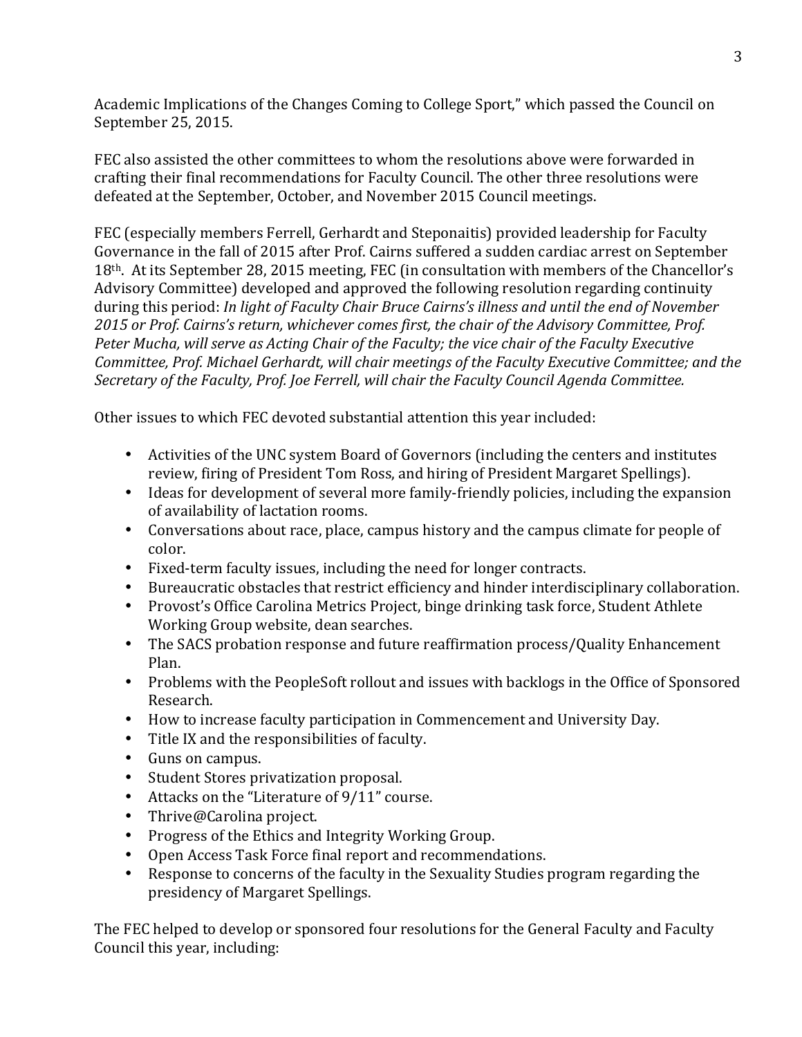Academic Implications of the Changes Coming to College Sport," which passed the Council on September 25, 2015.

FEC also assisted the other committees to whom the resolutions above were forwarded in crafting their final recommendations for Faculty Council. The other three resolutions were defeated at the September, October, and November 2015 Council meetings.

FEC (especially members Ferrell, Gerhardt and Steponaitis) provided leadership for Faculty Governance in the fall of 2015 after Prof. Cairns suffered a sudden cardiac arrest on September 18th. At its September 28, 2015 meeting, FEC (in consultation with members of the Chancellor's Advisory Committee) developed and approved the following resolution regarding continuity during this period: *In light of Faculty Chair Bruce Cairns's illness and until the end of November 2015 or Prof. Cairns's return, whichever comes first, the chair of the Advisory Committee, Prof. Peter Mucha, will serve as Acting Chair of the Faculty; the vice chair of the Faculty Executive Committee, Prof. Michael Gerhardt, will chair meetings of the Faculty Executive Committee; and the Secretary of the Faculty, Prof. Joe Ferrell, will chair the Faculty Council Agenda Committee.*

Other issues to which FEC devoted substantial attention this year included:

- Activities of the UNC system Board of Governors (including the centers and institutes review, firing of President Tom Ross, and hiring of President Margaret Spellings).
- Ideas for development of several more family-friendly policies, including the expansion of availability of lactation rooms.
- Conversations about race, place, campus history and the campus climate for people of color.
- Fixed-term faculty issues, including the need for longer contracts.
- Bureaucratic obstacles that restrict efficiency and hinder interdisciplinary collaboration.
- Provost's Office Carolina Metrics Project, binge drinking task force, Student Athlete Working Group website, dean searches.
- The SACS probation response and future reaffirmation process/Quality Enhancement Plan.
- Problems with the PeopleSoft rollout and issues with backlogs in the Office of Sponsored Research.
- How to increase faculty participation in Commencement and University Day.
- Title IX and the responsibilities of faculty.
- Guns on campus.
- Student Stores privatization proposal.
- Attacks on the "Literature of 9/11" course.
- Thrive@Carolina project.
- Progress of the Ethics and Integrity Working Group.
- Open Access Task Force final report and recommendations.
- Response to concerns of the faculty in the Sexuality Studies program regarding the presidency of Margaret Spellings.

The FEC helped to develop or sponsored four resolutions for the General Faculty and Faculty Council this year, including: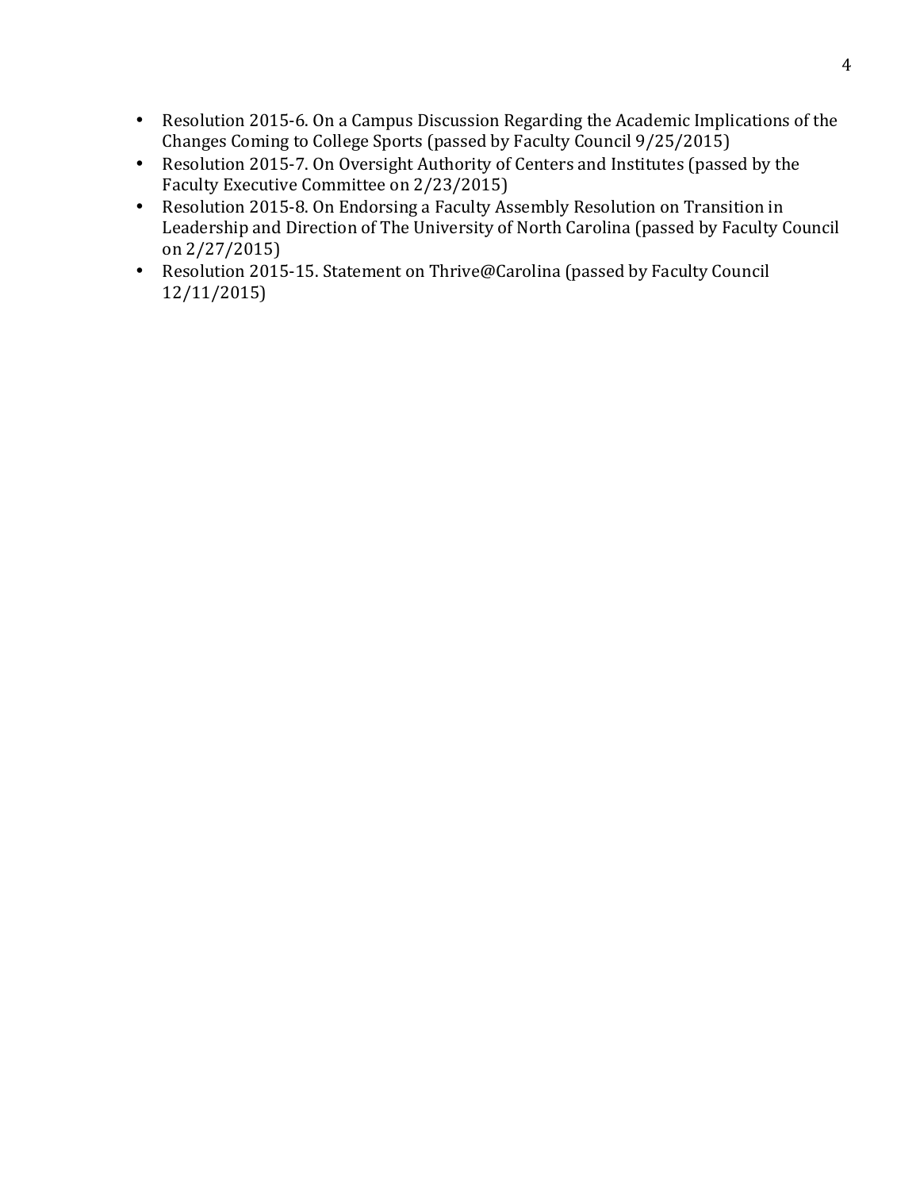- Resolution 2015-6. On a Campus Discussion Regarding the Academic Implications of the Changes Coming to College Sports (passed by Faculty Council 9/25/2015)
- Resolution 2015-7. On Oversight Authority of Centers and Institutes (passed by the Faculty Executive Committee on 2/23/2015)
- Resolution 2015-8. On Endorsing a Faculty Assembly Resolution on Transition in Leadership and Direction of The University of North Carolina (passed by Faculty Council on 2/27/2015)
- Resolution 2015-15. Statement on Thrive@Carolina (passed by Faculty Council 12/11/2015)